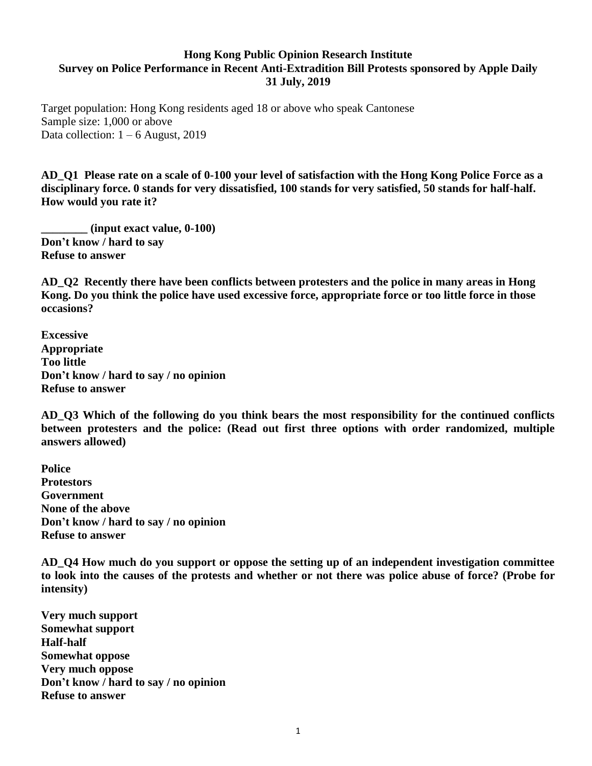**Hong Kong Public Opinion Research Institute**
**Survey on Police Performance in Recent Anti-Extradition Bill Protests sponsored by Apple Daily**
**31 July, 2019**

Target population: Hong Kong residents aged 18 or above who speak Cantonese
Sample size: 1,000 or above
Data collection: 1 – 6 August, 2019

**AD_Q1 Please rate on a scale of 0-100 your level of satisfaction with the Hong Kong Police Force as a disciplinary force. 0 stands for very dissatisfied, 100 stands for very satisfied, 50 stands for half-half. How would you rate it?**

**________ (input exact value, 0-100)**
**Don't know / hard to say**
**Refuse to answer**

**AD_Q2 Recently there have been conflicts between protesters and the police in many areas in Hong Kong. Do you think the police have used excessive force, appropriate force or too little force in those occasions?**

**Excessive**
**Appropriate**
**Too little**
**Don't know / hard to say / no opinion**
**Refuse to answer**

**AD_Q3 Which of the following do you think bears the most responsibility for the continued conflicts between protesters and the police: (Read out first three options with order randomized, multiple answers allowed)**

**Police**
**Protestors**
**Government**
**None of the above**
**Don't know / hard to say / no opinion**
**Refuse to answer**

**AD_Q4 How much do you support or oppose the setting up of an independent investigation committee to look into the causes of the protests and whether or not there was police abuse of force? (Probe for intensity)**

**Very much support**
**Somewhat support**
**Half-half**
**Somewhat oppose**
**Very much oppose**
**Don't know / hard to say / no opinion**
**Refuse to answer**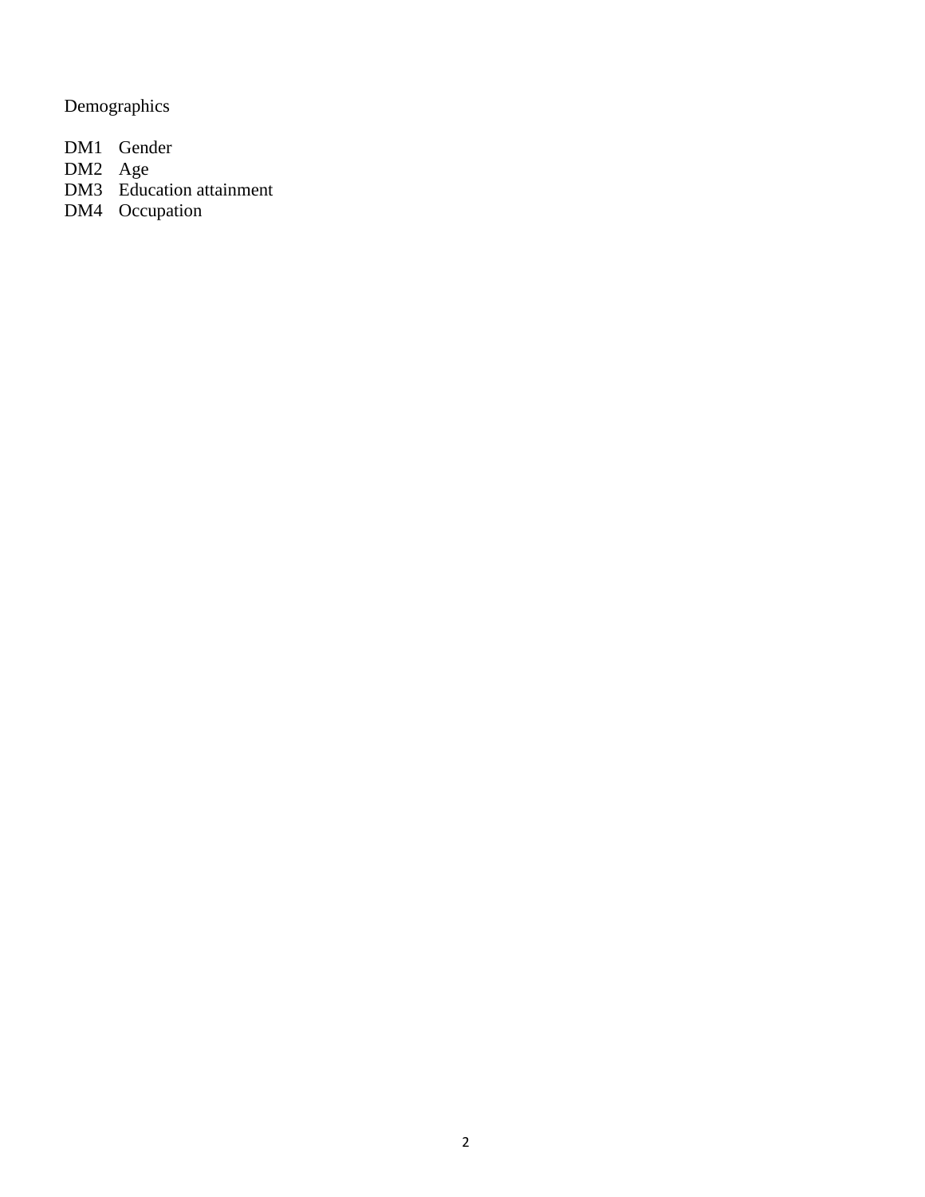Demographics

| | |
|---|---|
| DM1 | Gender |
| DM2 | Age |
| DM3 | Education attainment |
| DM4 | Occupation |